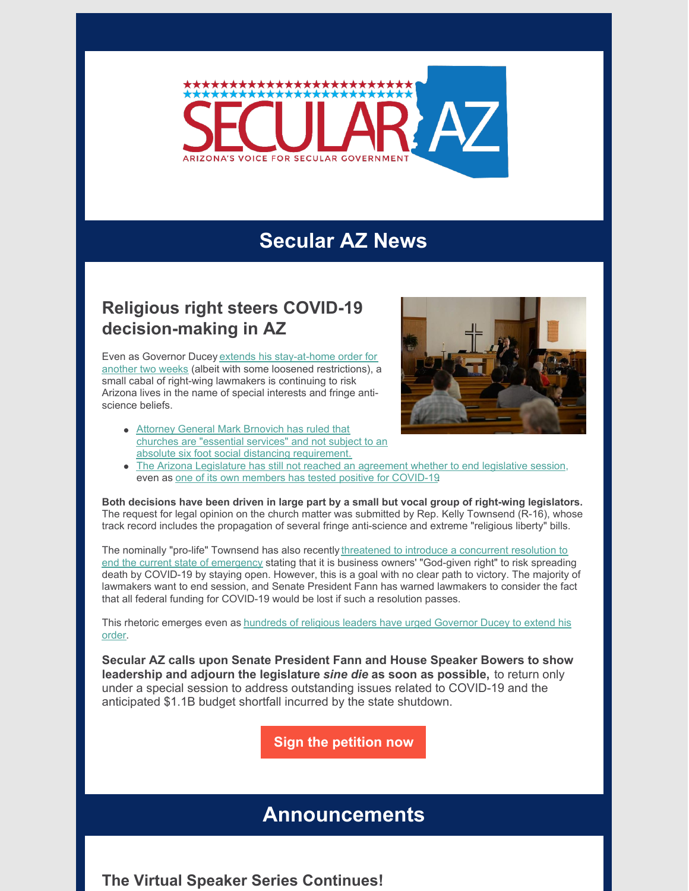SECULAR AZ

ARIZONA'S VOICE FOR SECULAR GOVERNMENT

# Secular AZ News

## Religious right steers COVID-19 decision-making in AZ

Even as Governor Ducey extends his stay-at-home order for another two weeks (albeit with some loosened restrictions), a small cabal of right-wing lawmakers is continuing to risk Arizona lives in the name of special interests and fringe anti-science beliefs.

- Attorney General Mark Brnovich has ruled that churches are "essential services" and not subject to an absolute six foot social distancing requirement.
- The Arizona Legislature has still not reached an agreement whether to end legislative session, even as one of its own members has tested positive for COVID-19

**Both decisions have been driven in large part by a small but vocal group of right-wing legislators.** The request for legal opinion on the church matter was submitted by Rep. Kelly Townsend (R-16), whose track record includes the propagation of several fringe anti-science and extreme "religious liberty" bills.

The nominally "pro-life" Townsend has also recently threatened to introduce a concurrent resolution to end the current state of emergency stating that it is business owners' "God-given right" to risk spreading death by COVID-19 by staying open. However, this is a goal with no clear path to victory. The majority of lawmakers want to end session, and Senate President Fann has warned lawmakers to consider the fact that all federal funding for COVID-19 would be lost if such a resolution passes.

This rhetoric emerges even as hundreds of religious leaders have urged Governor Ducey to extend his order.

**Secular AZ calls upon Senate President Fann and House Speaker Bowers to show leadership and adjourn the legislature *sine die* as soon as possible,** to return only under a special session to address outstanding issues related to COVID-19 and the anticipated $1.1B budget shortfall incurred by the state shutdown.

Sign the petition now

# Announcements

## The Virtual Speaker Series Continues!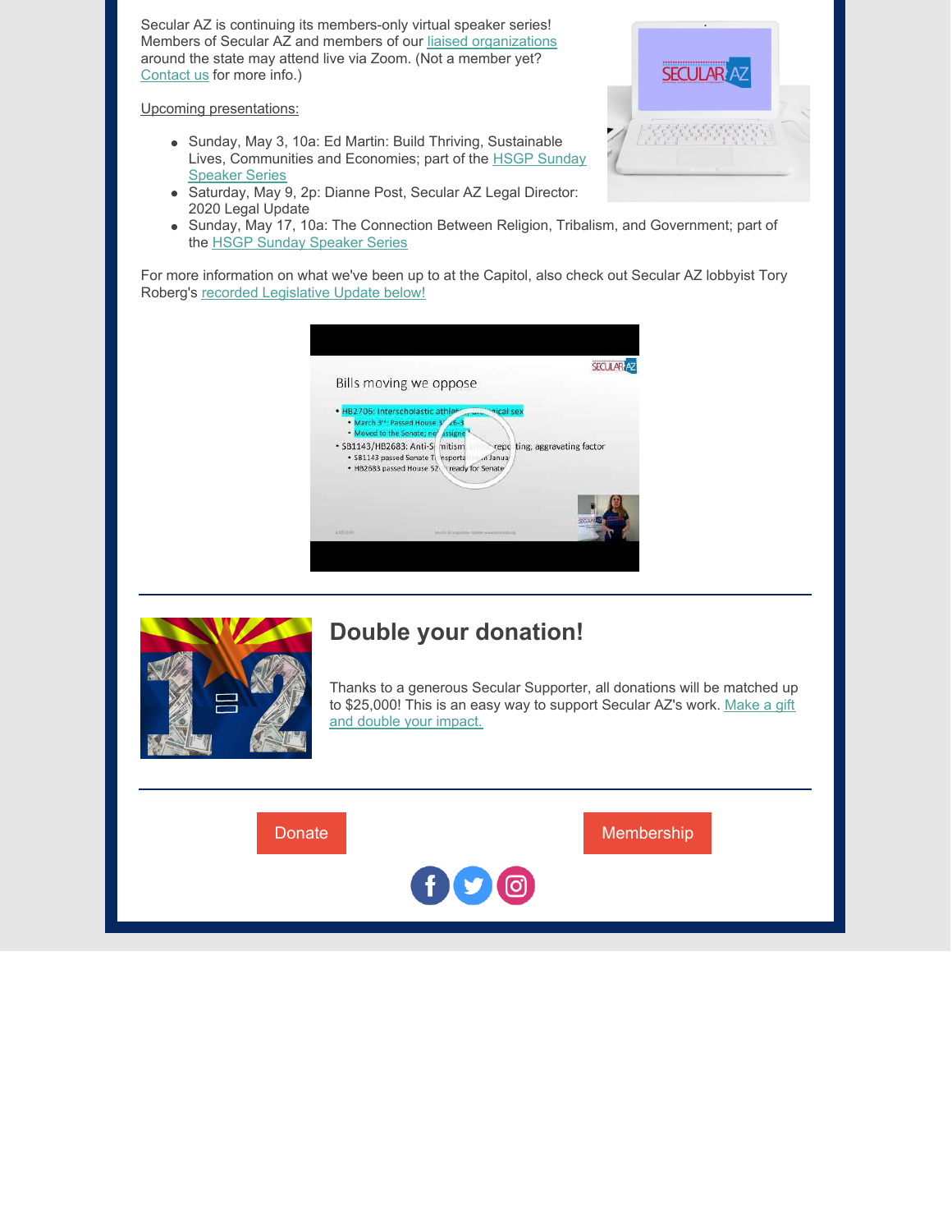Secular AZ is continuing its members-only virtual speaker series! Members of Secular AZ and members of our liaised organizations around the state may attend live via Zoom. (Not a member yet? Contact us for more info.)

Upcoming presentations:

- Sunday, May 3, 10a: Ed Martin: Build Thriving, Sustainable Lives, Communities and Economies; part of the HSGP Sunday Speaker Series
- Saturday, May 9, 2p: Dianne Post, Secular AZ Legal Director: 2020 Legal Update
- Sunday, May 17, 10a: The Connection Between Religion, Tribalism, and Government; part of the HSGP Sunday Speaker Series

For more information on what we've been up to at the Capitol, also check out Secular AZ lobbyist Tory Roberg's recorded Legislative Update below!

---

## Double your donation!

Thanks to a generous Secular Supporter, all donations will be matched up to $25,000! This is an easy way to support Secular AZ's work. Make a gift and double your impact.

---

Donate

Membership